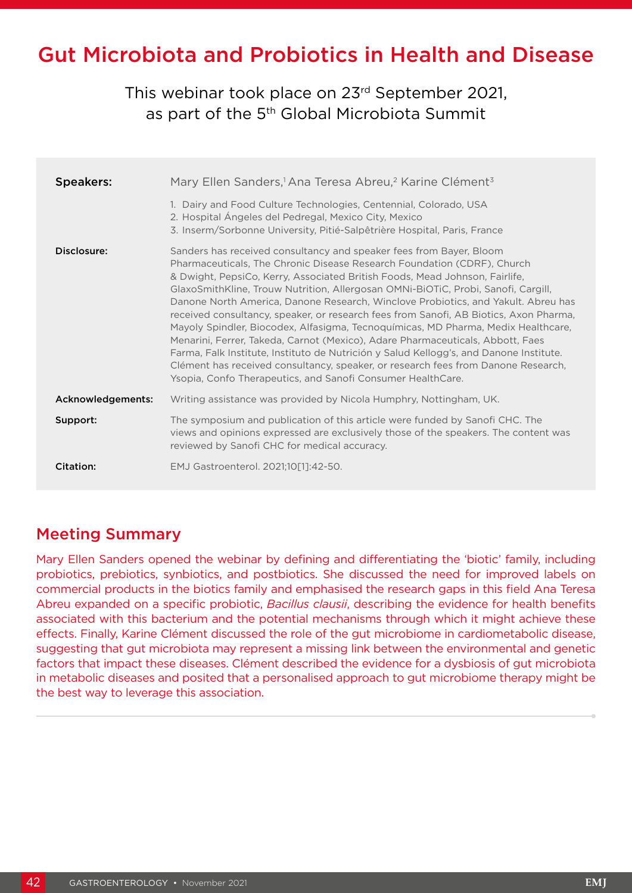# Gut Microbiota and Probiotics in Health and Disease

This webinar took place on 23rd September 2021, as part of the 5th Global Microbiota Summit

| | |
|---|---|
| **Speakers:** | Mary Ellen Sanders,[1] Ana Teresa Abreu,[2] Karine Clément[3]<br>1. Dairy and Food Culture Technologies, Centennial, Colorado, USA<br>2. Hospital Ángeles del Pedregal, Mexico City, Mexico<br>3. Inserm/Sorbonne University, Pitié-Salpêtrière Hospital, Paris, France |
| **Disclosure:** | Sanders has received consultancy and speaker fees from Bayer, Bloom Pharmaceuticals, The Chronic Disease Research Foundation (CDRF), Church & Dwight, PepsiCo, Kerry, Associated British Foods, Mead Johnson, Fairlife, GlaxoSmithKline, Trouw Nutrition, Allergosan OMNi-BiOTiC, Probi, Sanofi, Cargill, Danone North America, Danone Research, Winclove Probiotics, and Yakult. Abreu has received consultancy, speaker, or research fees from Sanofi, AB Biotics, Axon Pharma, Mayoly Spindler, Biocodex, Alfasigma, Tecnoquímicas, MD Pharma, Medix Healthcare, Menarini, Ferrer, Takeda, Carnot (Mexico), Adare Pharmaceuticals, Abbott, Faes Farma, Falk Institute, Instituto de Nutrición y Salud Kellogg's, and Danone Institute. Clément has received consultancy, speaker, or research fees from Danone Research, Ysopia, Confo Therapeutics, and Sanofi Consumer HealthCare. |
| **Acknowledgements:** | Writing assistance was provided by Nicola Humphry, Nottingham, UK. |
| **Support:** | The symposium and publication of this article were funded by Sanofi CHC. The views and opinions expressed are exclusively those of the speakers. The content was reviewed by Sanofi CHC for medical accuracy. |
| **Citation:** | EMJ Gastroenterol. 2021;10[1]:42-50. |

## Meeting Summary

Mary Ellen Sanders opened the webinar by defining and differentiating the 'biotic' family, including probiotics, prebiotics, synbiotics, and postbiotics. She discussed the need for improved labels on commercial products in the biotics family and emphasised the research gaps in this field Ana Teresa Abreu expanded on a specific probiotic, *Bacillus clausii*, describing the evidence for health benefits associated with this bacterium and the potential mechanisms through which it might achieve these effects. Finally, Karine Clément discussed the role of the gut microbiome in cardiometabolic disease, suggesting that gut microbiota may represent a missing link between the environmental and genetic factors that impact these diseases. Clément described the evidence for a dysbiosis of gut microbiota in metabolic diseases and posited that a personalised approach to gut microbiome therapy might be the best way to leverage this association.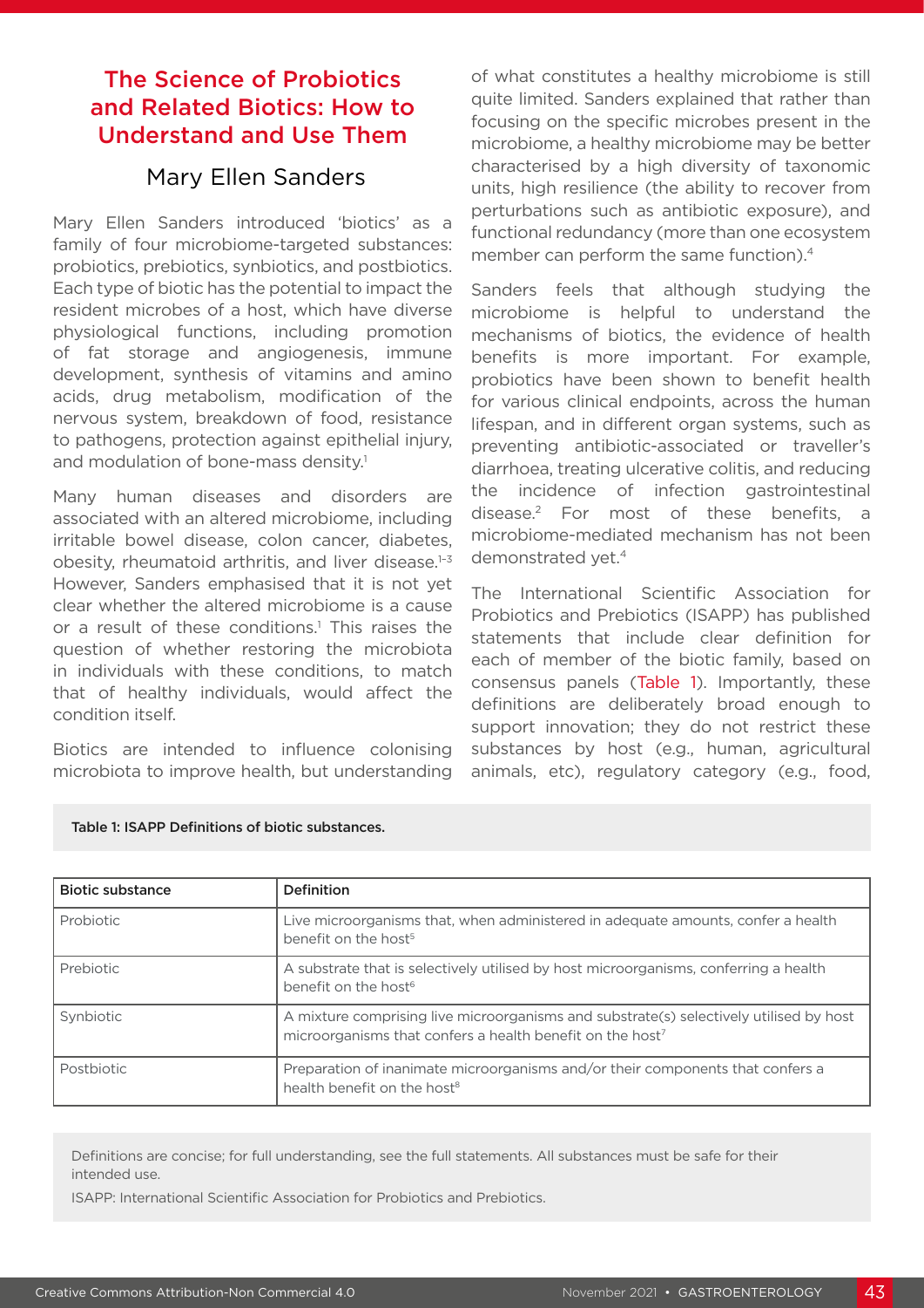# The Science of Probiotics and Related Biotics: How to Understand and Use Them

## Mary Ellen Sanders

Mary Ellen Sanders introduced 'biotics' as a family of four microbiome-targeted substances: probiotics, prebiotics, synbiotics, and postbiotics. Each type of biotic has the potential to impact the resident microbes of a host, which have diverse physiological functions, including promotion of fat storage and angiogenesis, immune development, synthesis of vitamins and amino acids, drug metabolism, modification of the nervous system, breakdown of food, resistance to pathogens, protection against epithelial injury, and modulation of bone-mass density.[1]

Many human diseases and disorders are associated with an altered microbiome, including irritable bowel disease, colon cancer, diabetes, obesity, rheumatoid arthritis, and liver disease.[1–3] However, Sanders emphasised that it is not yet clear whether the altered microbiome is a cause or a result of these conditions.[1] This raises the question of whether restoring the microbiota in individuals with these conditions, to match that of healthy individuals, would affect the condition itself.

Biotics are intended to influence colonising microbiota to improve health, but understanding of what constitutes a healthy microbiome is still quite limited. Sanders explained that rather than focusing on the specific microbes present in the microbiome, a healthy microbiome may be better characterised by a high diversity of taxonomic units, high resilience (the ability to recover from perturbations such as antibiotic exposure), and functional redundancy (more than one ecosystem member can perform the same function).[4]

Sanders feels that although studying the microbiome is helpful to understand the mechanisms of biotics, the evidence of health benefits is more important. For example, probiotics have been shown to benefit health for various clinical endpoints, across the human lifespan, and in different organ systems, such as preventing antibiotic-associated or traveller's diarrhoea, treating ulcerative colitis, and reducing the incidence of infection gastrointestinal disease.[2] For most of these benefits, a microbiome-mediated mechanism has not been demonstrated yet.[4]

The International Scientific Association for Probiotics and Prebiotics (ISAPP) has published statements that include clear definition for each of member of the biotic family, based on consensus panels (Table 1). Importantly, these definitions are deliberately broad enough to support innovation; they do not restrict these substances by host (e.g., human, agricultural animals, etc), regulatory category (e.g., food,

**Table 1: ISAPP Definitions of biotic substances.**

| Biotic substance | Definition |
|---|---|
| Probiotic | Live microorganisms that, when administered in adequate amounts, confer a health benefit on the host[5] |
| Prebiotic | A substrate that is selectively utilised by host microorganisms, conferring a health benefit on the host[6] |
| Synbiotic | A mixture comprising live microorganisms and substrate(s) selectively utilised by host microorganisms that confers a health benefit on the host[7] |
| Postbiotic | Preparation of inanimate microorganisms and/or their components that confers a health benefit on the host[8] |

Definitions are concise; for full understanding, see the full statements. All substances must be safe for their intended use.

ISAPP: International Scientific Association for Probiotics and Prebiotics.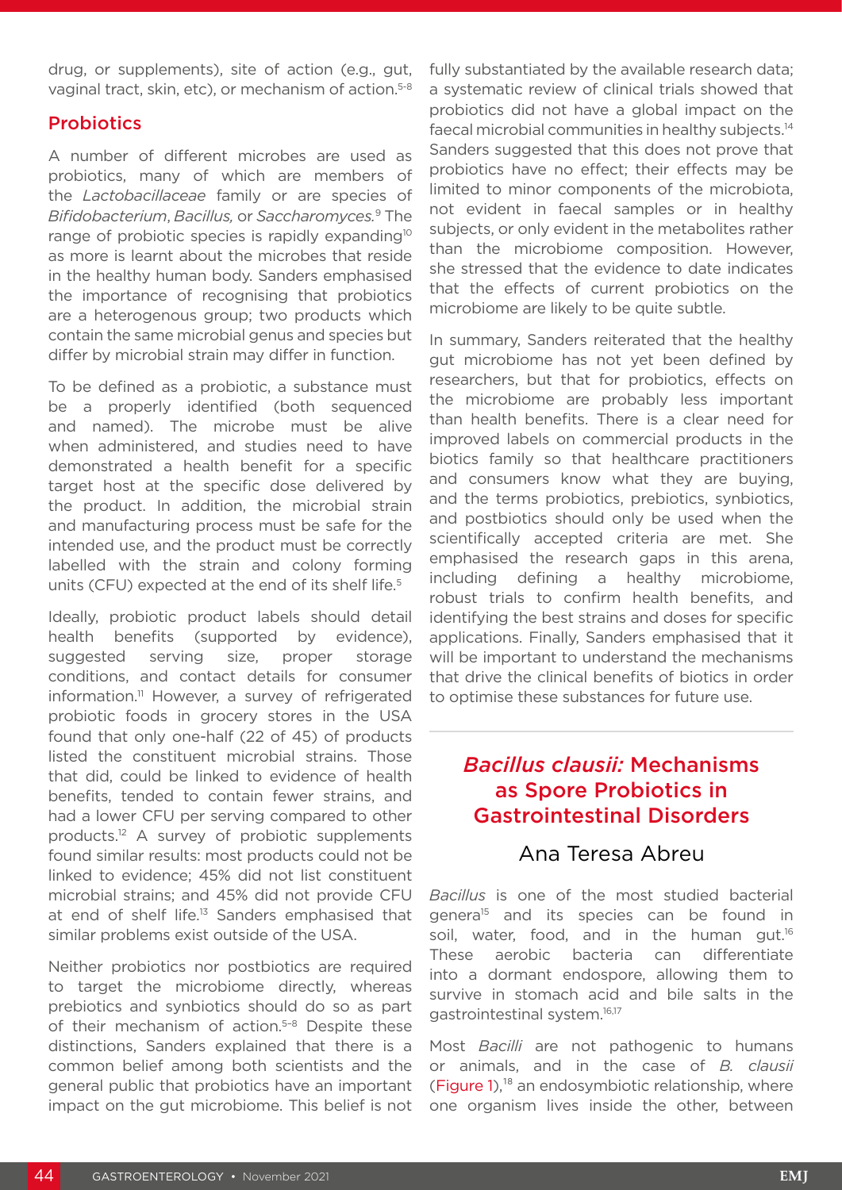drug, or supplements), site of action (e.g., gut, vaginal tract, skin, etc), or mechanism of action.[5-8]

## Probiotics

A number of different microbes are used as probiotics, many of which are members of the *Lactobacillaceae* family or are species of *Bifidobacterium*, *Bacillus*, or *Saccharomyces.*[9] The range of probiotic species is rapidly expanding[10] as more is learnt about the microbes that reside in the healthy human body. Sanders emphasised the importance of recognising that probiotics are a heterogenous group; two products which contain the same microbial genus and species but differ by microbial strain may differ in function.

To be defined as a probiotic, a substance must be a properly identified (both sequenced and named). The microbe must be alive when administered, and studies need to have demonstrated a health benefit for a specific target host at the specific dose delivered by the product. In addition, the microbial strain and manufacturing process must be safe for the intended use, and the product must be correctly labelled with the strain and colony forming units (CFU) expected at the end of its shelf life.[5]

Ideally, probiotic product labels should detail health benefits (supported by evidence), suggested serving size, proper storage conditions, and contact details for consumer information.[11] However, a survey of refrigerated probiotic foods in grocery stores in the USA found that only one-half (22 of 45) of products listed the constituent microbial strains. Those that did, could be linked to evidence of health benefits, tended to contain fewer strains, and had a lower CFU per serving compared to other products.[12] A survey of probiotic supplements found similar results: most products could not be linked to evidence; 45% did not list constituent microbial strains; and 45% did not provide CFU at end of shelf life.[13] Sanders emphasised that similar problems exist outside of the USA.

Neither probiotics nor postbiotics are required to target the microbiome directly, whereas prebiotics and synbiotics should do so as part of their mechanism of action.[5-8] Despite these distinctions, Sanders explained that there is a common belief among both scientists and the general public that probiotics have an important impact on the gut microbiome. This belief is not fully substantiated by the available research data; a systematic review of clinical trials showed that probiotics did not have a global impact on the faecal microbial communities in healthy subjects.[14] Sanders suggested that this does not prove that probiotics have no effect; their effects may be limited to minor components of the microbiota, not evident in faecal samples or in healthy subjects, or only evident in the metabolites rather than the microbiome composition. However, she stressed that the evidence to date indicates that the effects of current probiotics on the microbiome are likely to be quite subtle.

In summary, Sanders reiterated that the healthy gut microbiome has not yet been defined by researchers, but that for probiotics, effects on the microbiome are probably less important than health benefits. There is a clear need for improved labels on commercial products in the biotics family so that healthcare practitioners and consumers know what they are buying, and the terms probiotics, prebiotics, synbiotics, and postbiotics should only be used when the scientifically accepted criteria are met. She emphasised the research gaps in this arena, including defining a healthy microbiome, robust trials to confirm health benefits, and identifying the best strains and doses for specific applications. Finally, Sanders emphasised that it will be important to understand the mechanisms that drive the clinical benefits of biotics in order to optimise these substances for future use.

# *Bacillus clausii:* Mechanisms as Spore Probiotics in Gastrointestinal Disorders

## Ana Teresa Abreu

*Bacillus* is one of the most studied bacterial genera[15] and its species can be found in soil, water, food, and in the human gut.[16] These aerobic bacteria can differentiate into a dormant endospore, allowing them to survive in stomach acid and bile salts in the gastrointestinal system.[16,17]

Most *Bacilli* are not pathogenic to humans or animals, and in the case of *B. clausii* (Figure 1),[18] an endosymbiotic relationship, where one organism lives inside the other, between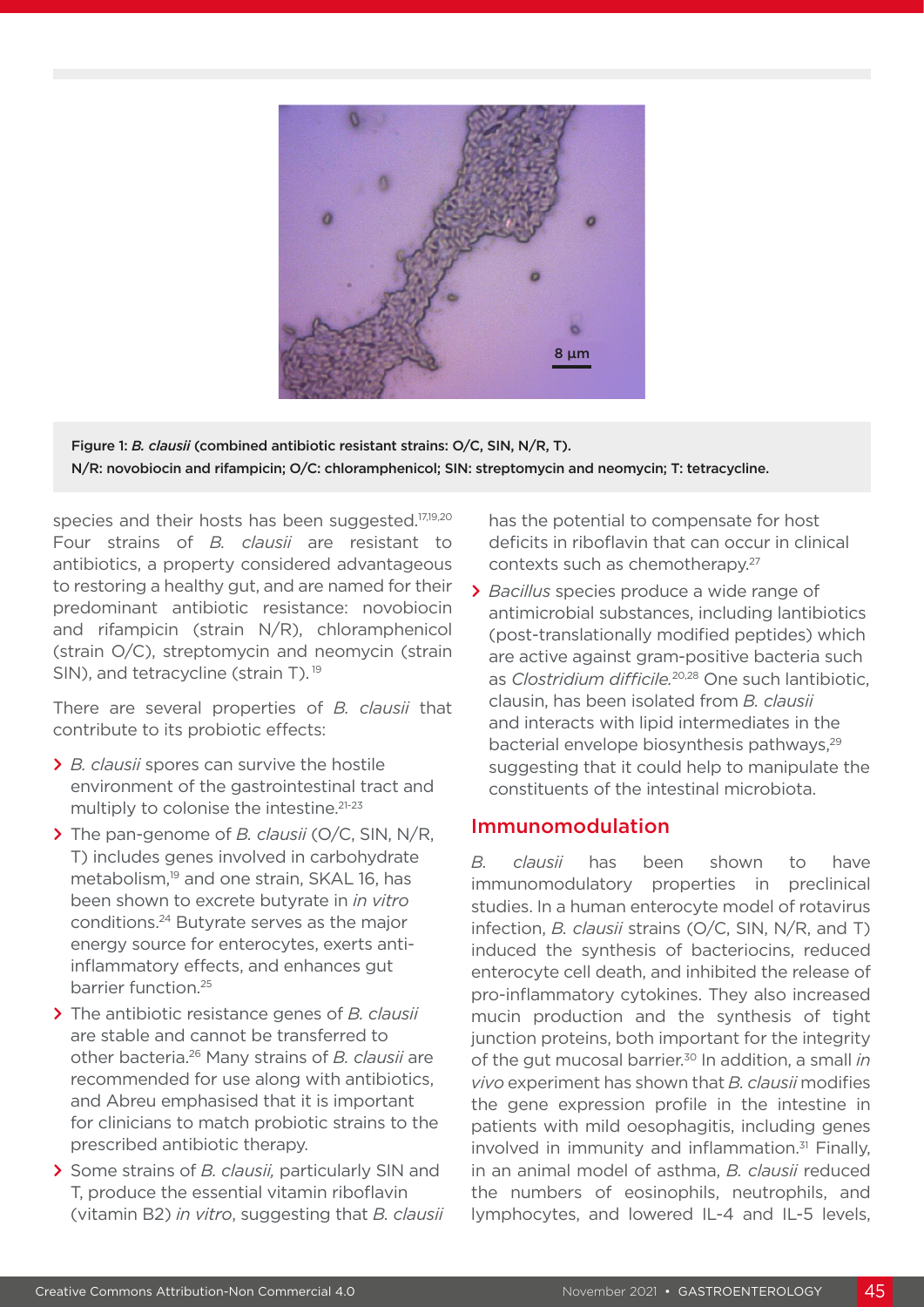Figure 1: *B. clausii* (combined antibiotic resistant strains: O/C, SIN, N/R, T).
N/R: novobiocin and rifampicin; O/C: chloramphenicol; SIN: streptomycin and neomycin; T: tetracycline.

species and their hosts has been suggested.[17,19,20] Four strains of *B. clausii* are resistant to antibiotics, a property considered advantageous to restoring a healthy gut, and are named for their predominant antibiotic resistance: novobiocin and rifampicin (strain N/R), chloramphenicol (strain O/C), streptomycin and neomycin (strain SIN), and tetracycline (strain T).[19]

There are several properties of *B. clausii* that contribute to its probiotic effects:

- *B. clausii* spores can survive the hostile environment of the gastrointestinal tract and multiply to colonise the intestine.[21-23]
- The pan-genome of *B. clausii* (O/C, SIN, N/R, T) includes genes involved in carbohydrate metabolism,[19] and one strain, SKAL 16, has been shown to excrete butyrate in *in vitro* conditions.[24] Butyrate serves as the major energy source for enterocytes, exerts anti-inflammatory effects, and enhances gut barrier function.[25]
- The antibiotic resistance genes of *B. clausii* are stable and cannot be transferred to other bacteria.[26] Many strains of *B. clausii* are recommended for use along with antibiotics, and Abreu emphasised that it is important for clinicians to match probiotic strains to the prescribed antibiotic therapy.
- Some strains of *B. clausii*, particularly SIN and T, produce the essential vitamin riboflavin (vitamin B2) *in vitro*, suggesting that *B. clausii* has the potential to compensate for host deficits in riboflavin that can occur in clinical contexts such as chemotherapy.[27]
- *Bacillus* species produce a wide range of antimicrobial substances, including lantibiotics (post-translationally modified peptides) which are active against gram-positive bacteria such as *Clostridium difficile*.[20,28] One such lantibiotic, clausin, has been isolated from *B. clausii* and interacts with lipid intermediates in the bacterial envelope biosynthesis pathways,[29] suggesting that it could help to manipulate the constituents of the intestinal microbiota.

## Immunomodulation

*B. clausii* has been shown to have immunomodulatory properties in preclinical studies. In a human enterocyte model of rotavirus infection, *B. clausii* strains (O/C, SIN, N/R, and T) induced the synthesis of bacteriocins, reduced enterocyte cell death, and inhibited the release of pro-inflammatory cytokines. They also increased mucin production and the synthesis of tight junction proteins, both important for the integrity of the gut mucosal barrier.[30] In addition, a small *in vivo* experiment has shown that *B. clausii* modifies the gene expression profile in the intestine in patients with mild oesophagitis, including genes involved in immunity and inflammation.[31] Finally, in an animal model of asthma, *B. clausii* reduced the numbers of eosinophils, neutrophils, and lymphocytes, and lowered IL-4 and IL-5 levels,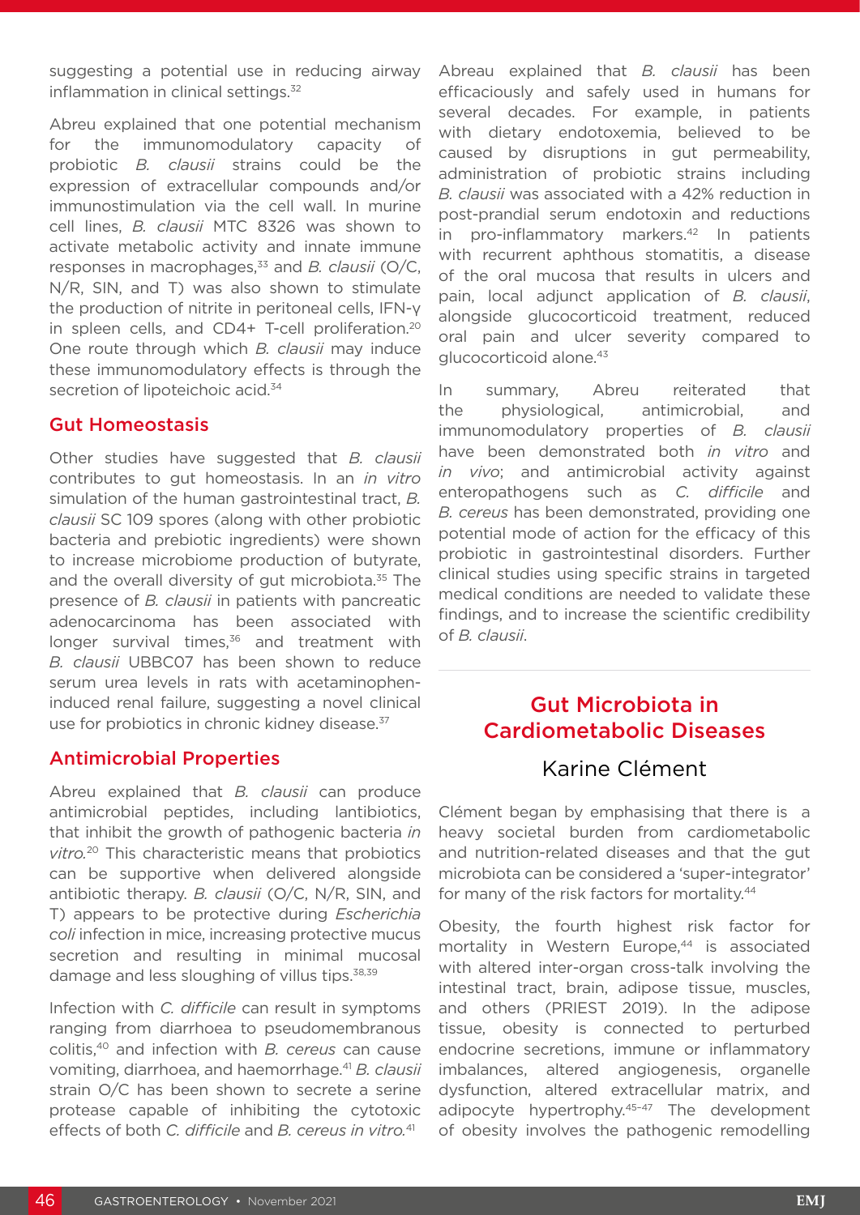suggesting a potential use in reducing airway inflammation in clinical settings.[32]

Abreu explained that one potential mechanism for the immunomodulatory capacity of probiotic *B. clausii* strains could be the expression of extracellular compounds and/or immunostimulation via the cell wall. In murine cell lines, *B. clausii* MTC 8326 was shown to activate metabolic activity and innate immune responses in macrophages,[33] and *B. clausii* (O/C, N/R, SIN, and T) was also shown to stimulate the production of nitrite in peritoneal cells, IFN-γ in spleen cells, and CD4+ T-cell proliferation.[20] One route through which *B. clausii* may induce these immunomodulatory effects is through the secretion of lipoteichoic acid.[34]

## Gut Homeostasis

Other studies have suggested that *B. clausii* contributes to gut homeostasis. In an *in vitro* simulation of the human gastrointestinal tract, *B. clausii* SC 109 spores (along with other probiotic bacteria and prebiotic ingredients) were shown to increase microbiome production of butyrate, and the overall diversity of gut microbiota.[35] The presence of *B. clausii* in patients with pancreatic adenocarcinoma has been associated with longer survival times,[36] and treatment with *B. clausii* UBBC07 has been shown to reduce serum urea levels in rats with acetaminophen-induced renal failure, suggesting a novel clinical use for probiotics in chronic kidney disease.[37]

## Antimicrobial Properties

Abreu explained that *B. clausii* can produce antimicrobial peptides, including lantibiotics, that inhibit the growth of pathogenic bacteria *in vitro*.[20] This characteristic means that probiotics can be supportive when delivered alongside antibiotic therapy. *B. clausii* (O/C, N/R, SIN, and T) appears to be protective during *Escherichia coli* infection in mice, increasing protective mucus secretion and resulting in minimal mucosal damage and less sloughing of villus tips.[38,39]

Infection with *C. difficile* can result in symptoms ranging from diarrhoea to pseudomembranous colitis,[40] and infection with *B. cereus* can cause vomiting, diarrhoea, and haemorrhage.[41] *B. clausii* strain O/C has been shown to secrete a serine protease capable of inhibiting the cytotoxic effects of both *C. difficile* and *B. cereus in vitro*.[41]

Abreau explained that *B. clausii* has been efficaciously and safely used in humans for several decades. For example, in patients with dietary endotoxemia, believed to be caused by disruptions in gut permeability, administration of probiotic strains including *B. clausii* was associated with a 42% reduction in post-prandial serum endotoxin and reductions in pro-inflammatory markers.[42] In patients with recurrent aphthous stomatitis, a disease of the oral mucosa that results in ulcers and pain, local adjunct application of *B. clausii*, alongside glucocorticoid treatment, reduced oral pain and ulcer severity compared to glucocorticoid alone.[43]

In summary, Abreu reiterated that the physiological, antimicrobial, and immunomodulatory properties of *B. clausii* have been demonstrated both *in vitro* and *in vivo*; and antimicrobial activity against enteropathogens such as *C. difficile* and *B. cereus* has been demonstrated, providing one potential mode of action for the efficacy of this probiotic in gastrointestinal disorders. Further clinical studies using specific strains in targeted medical conditions are needed to validate these findings, and to increase the scientific credibility of *B. clausii*.

# Gut Microbiota in Cardiometabolic Diseases

## Karine Clément

Clément began by emphasising that there is a heavy societal burden from cardiometabolic and nutrition-related diseases and that the gut microbiota can be considered a 'super-integrator' for many of the risk factors for mortality.[44]

Obesity, the fourth highest risk factor for mortality in Western Europe,[44] is associated with altered inter-organ cross-talk involving the intestinal tract, brain, adipose tissue, muscles, and others (PRIEST 2019). In the adipose tissue, obesity is connected to perturbed endocrine secretions, immune or inflammatory imbalances, altered angiogenesis, organelle dysfunction, altered extracellular matrix, and adipocyte hypertrophy.[45-47] The development of obesity involves the pathogenic remodelling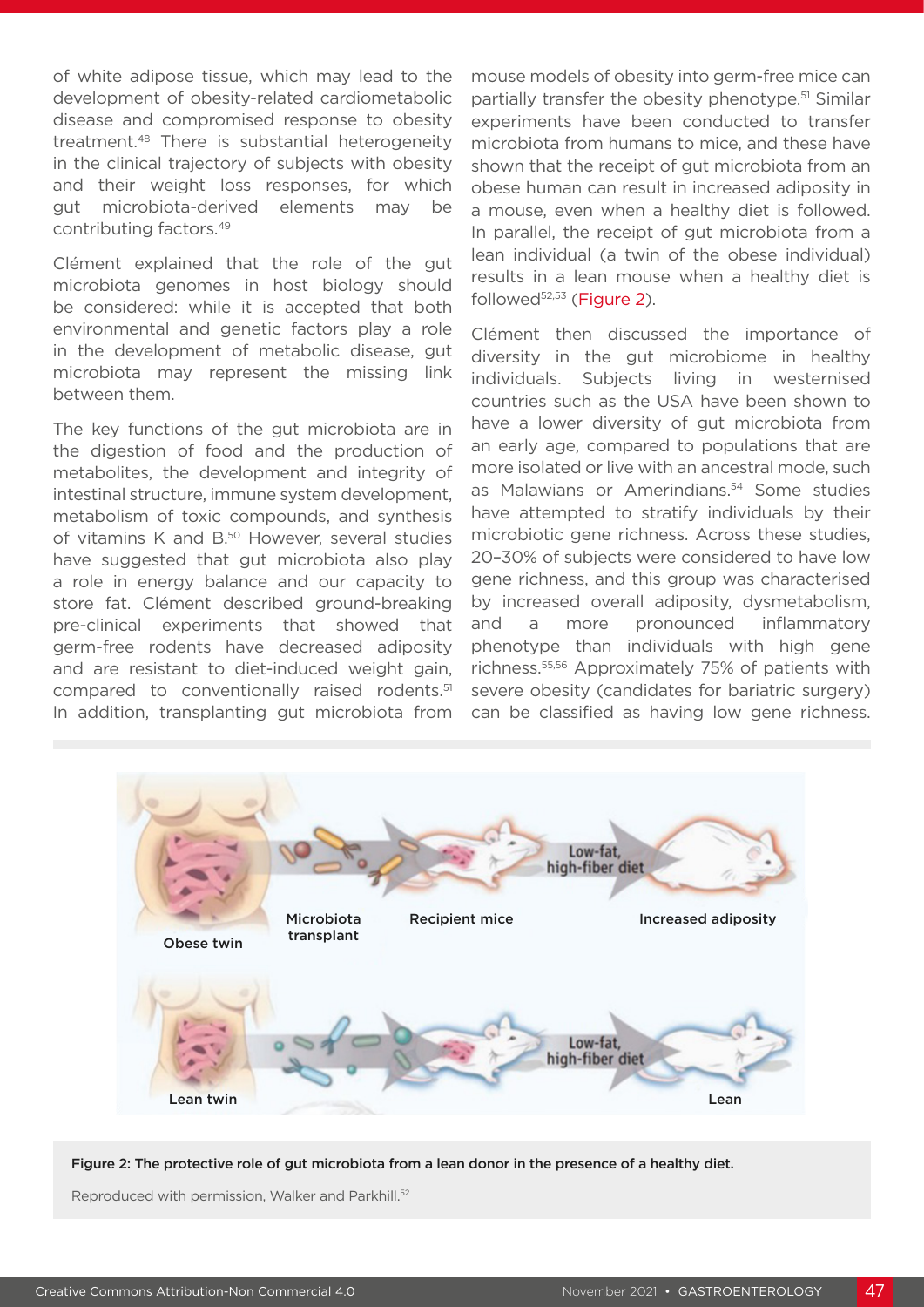of white adipose tissue, which may lead to the development of obesity-related cardiometabolic disease and compromised response to obesity treatment.[48] There is substantial heterogeneity in the clinical trajectory of subjects with obesity and their weight loss responses, for which gut microbiota-derived elements may be contributing factors.[49]

Clément explained that the role of the gut microbiota genomes in host biology should be considered: while it is accepted that both environmental and genetic factors play a role in the development of metabolic disease, gut microbiota may represent the missing link between them.

The key functions of the gut microbiota are in the digestion of food and the production of metabolites, the development and integrity of intestinal structure, immune system development, metabolism of toxic compounds, and synthesis of vitamins K and B.[50] However, several studies have suggested that gut microbiota also play a role in energy balance and our capacity to store fat. Clément described ground-breaking pre-clinical experiments that showed that germ-free rodents have decreased adiposity and are resistant to diet-induced weight gain, compared to conventionally raised rodents.[51] In addition, transplanting gut microbiota from mouse models of obesity into germ-free mice can partially transfer the obesity phenotype.[51] Similar experiments have been conducted to transfer microbiota from humans to mice, and these have shown that the receipt of gut microbiota from an obese human can result in increased adiposity in a mouse, even when a healthy diet is followed. In parallel, the receipt of gut microbiota from a lean individual (a twin of the obese individual) results in a lean mouse when a healthy diet is followed[52,53] (Figure 2).

Clément then discussed the importance of diversity in the gut microbiome in healthy individuals. Subjects living in westernised countries such as the USA have been shown to have a lower diversity of gut microbiota from an early age, compared to populations that are more isolated or live with an ancestral mode, such as Malawians or Amerindians.[54] Some studies have attempted to stratify individuals by their microbiotic gene richness. Across these studies, 20–30% of subjects were considered to have low gene richness, and this group was characterised by increased overall adiposity, dysmetabolism, and a more pronounced inflammatory phenotype than individuals with high gene richness.[55,56] Approximately 75% of patients with severe obesity (candidates for bariatric surgery) can be classified as having low gene richness.

**Figure 2: The protective role of gut microbiota from a lean donor in the presence of a healthy diet.**

Reproduced with permission, Walker and Parkhill.[52]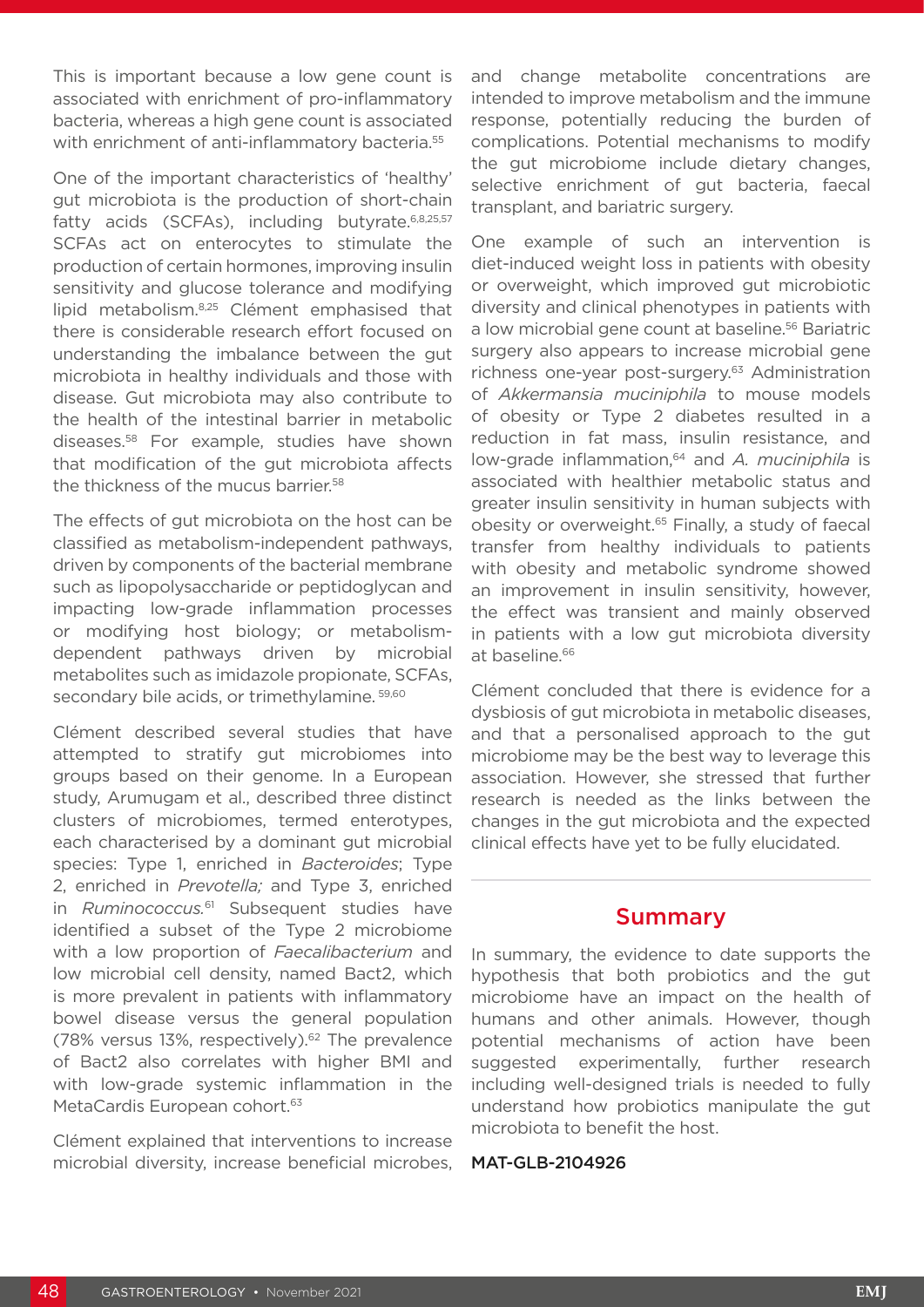This is important because a low gene count is associated with enrichment of pro-inflammatory bacteria, whereas a high gene count is associated with enrichment of anti-inflammatory bacteria.[55]

One of the important characteristics of 'healthy' gut microbiota is the production of short-chain fatty acids (SCFAs), including butyrate.[6,8,25,57] SCFAs act on enterocytes to stimulate the production of certain hormones, improving insulin sensitivity and glucose tolerance and modifying lipid metabolism.[8,25] Clément emphasised that there is considerable research effort focused on understanding the imbalance between the gut microbiota in healthy individuals and those with disease. Gut microbiota may also contribute to the health of the intestinal barrier in metabolic diseases.[58] For example, studies have shown that modification of the gut microbiota affects the thickness of the mucus barrier.[58]

The effects of gut microbiota on the host can be classified as metabolism-independent pathways, driven by components of the bacterial membrane such as lipopolysaccharide or peptidoglycan and impacting low-grade inflammation processes or modifying host biology; or metabolism-dependent pathways driven by microbial metabolites such as imidazole propionate, SCFAs, secondary bile acids, or trimethylamine.[59,60]

Clément described several studies that have attempted to stratify gut microbiomes into groups based on their genome. In a European study, Arumugam et al., described three distinct clusters of microbiomes, termed enterotypes, each characterised by a dominant gut microbial species: Type 1, enriched in *Bacteroides*; Type 2, enriched in *Prevotella;* and Type 3, enriched in *Ruminococcus.*[61] Subsequent studies have identified a subset of the Type 2 microbiome with a low proportion of *Faecalibacterium* and low microbial cell density, named Bact2, which is more prevalent in patients with inflammatory bowel disease versus the general population (78% versus 13%, respectively).[62] The prevalence of Bact2 also correlates with higher BMI and with low-grade systemic inflammation in the MetaCardis European cohort.[63]

Clément explained that interventions to increase microbial diversity, increase beneficial microbes, and change metabolite concentrations are intended to improve metabolism and the immune response, potentially reducing the burden of complications. Potential mechanisms to modify the gut microbiome include dietary changes, selective enrichment of gut bacteria, faecal transplant, and bariatric surgery.

One example of such an intervention is diet-induced weight loss in patients with obesity or overweight, which improved gut microbiotic diversity and clinical phenotypes in patients with a low microbial gene count at baseline.[56] Bariatric surgery also appears to increase microbial gene richness one-year post-surgery.[63] Administration of *Akkermansia muciniphila* to mouse models of obesity or Type 2 diabetes resulted in a reduction in fat mass, insulin resistance, and low-grade inflammation,[64] and *A. muciniphila* is associated with healthier metabolic status and greater insulin sensitivity in human subjects with obesity or overweight.[65] Finally, a study of faecal transfer from healthy individuals to patients with obesity and metabolic syndrome showed an improvement in insulin sensitivity, however, the effect was transient and mainly observed in patients with a low gut microbiota diversity at baseline.[66]

Clément concluded that there is evidence for a dysbiosis of gut microbiota in metabolic diseases, and that a personalised approach to the gut microbiome may be the best way to leverage this association. However, she stressed that further research is needed as the links between the changes in the gut microbiota and the expected clinical effects have yet to be fully elucidated.

## Summary

In summary, the evidence to date supports the hypothesis that both probiotics and the gut microbiome have an impact on the health of humans and other animals. However, though potential mechanisms of action have been suggested experimentally, further research including well-designed trials is needed to fully understand how probiotics manipulate the gut microbiota to benefit the host.

MAT-GLB-2104926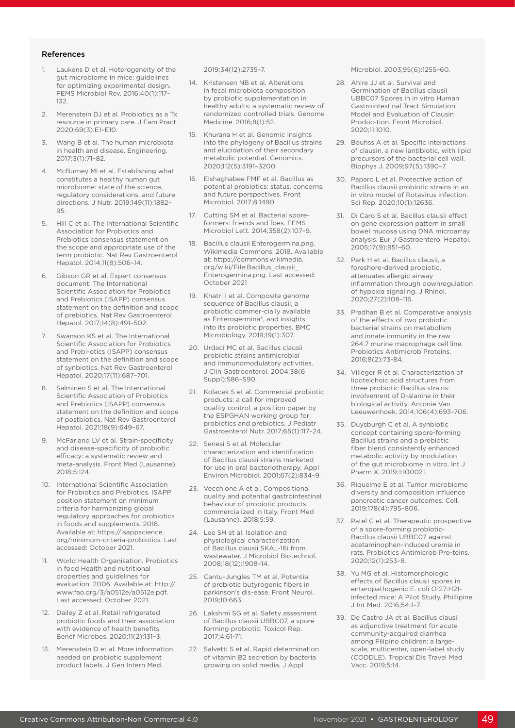## References

1. Laukens D et al. Heterogeneity of the gut microbiome in mice: guidelines for optimizing experimental design. FEMS Microbiol Rev. 2016;40(1):117–132.
2. Merenstein DJ et al. Probiotics as a Tx resource in primary care. J Fam Pract. 2020;69(3):E1–E10.
3. Wang B et al. The human microbiota in health and disease. Engineering. 2017;3(1):71–82.
4. McBurney MI et al. Establishing what constitutes a healthy human gut microbiome: state of the science, regulatory considerations, and future directions. J Nutr. 2019;149(11):1882–95.
5. Hill C et al. The International Scientific Association for Probiotics and Prebiotics consensus statement on the scope and appropriate use of the term probiotic. Nat Rev Gastroenterol Hepatol. 2014;11(8):506–14.
6. Gibson GR et al. Expert consensus document: The International Scientific Association for Probiotics and Prebiotics (ISAPP) consensus statement on the definition and scope of prebiotics. Nat Rev Gastroenterol Hepatol. 2017;14(8):491–502.
7. Swanson KS et al. The International Scientific Association for Probiotics and Prebi-otics (ISAPP) consensus statement on the definition and scope of synbiotics. Nat Rev Gastroenterol Hepatol. 2020;17(11):687–701.
8. Salminen S et al. The International Scientific Association of Probiotics and Prebiotics (ISAPP) consensus statement on the definition and scope of postbiotics. Nat Rev Gastroenterol Hepatol. 2021;18(9):649–67.
9. McFarland LV et al. Strain-specificity and disease-specificity of probiotic efficacy: a systematic review and meta-analysis. Front Med (Lausanne). 2018;5:124.
10. International Scientific Association for Probiotics and Prebiotics. ISAPP position statement on minimum criteria for harmonizing global regulatory approaches for probiotics in foods and supplements. 2018. Available at: https://isappscience.org/minimum-criteria-probiotics. Last accessed: October 2021.
11. World Health Organisation. Probiotics in food Health and nutritional properties and guidelines for evaluation. 2006. Available at: http://www.fao.org/3/a0512e/a0512e.pdf. Last accessed: October 2021.
12. Dailey Z et al. Retail refrigerated probiotic foods and their association with evidence of health benefits. Benef Microbes. 2020;11(2):131–3.
13. Merenstein D et al. More information needed on probiotic supplement product labels. J Gen Intern Med. 2019;34(12):2735–7.
14. Kristensen NB et al. Alterations in fecal microbiota composition by probiotic supplementation in healthy adults: a systematic review of randomized controlled trials. Genome Medicine. 2016;8(1):52.
15. Khurana H et al. Genomic insights into the phylogeny of Bacillus strains and elucidation of their secondary metabolic potential. Genomics. 2020;112(5):3191–3200.
16. Elshaghabee FMF et al. Bacillus as potential probiotics: status, concerns, and future perspectives. Front Microbiol. 2017;8:1490.
17. Cutting SM et al. Bacterial spore-formers: friends and foes. FEMS Microbiol Lett. 2014;358(2):107–9.
18. Bacillus clausii Enterogermina.png. Wikimedia Commons. 2018. Available at: https://commons.wikimedia.org/wiki/File:Bacillus_clausii_Enterogermina.png. Last accessed: October 2021
19. Khatri I et al. Composite genome sequence of Bacillus clausii, a probiotic commer-cially available as Enterogermina®, and insights into its probiotic properties. BMC Microbiology. 2019;19(1):307.
20. Urdaci MC et al. Bacillus clausii probiotic strains antimicrobial and immunomodulatory activities. J Clin Gastroenterol. 2004;38(6 Suppl):S86–S90.
21. Kolacek S et al. Commercial probiotic products: a call for improved quality control. a position paper by the ESPGHAN working group for probiotics and prebiotics. J Pediatr Gastroenterol Nutr. 2017;65(1):117–24.
22. Senesi S et al. Molecular characterization and identification of Bacillus clausii strains marketed for use in oral bacteriotherapy. Appl Environ Microbiol. 2001;67(2):834–9.
23. Vecchione A et al. Compositional quality and potential gastrointestinal behaviour of probiotic products commercialized in Italy. Front Med (Lausanne). 2018;5:59.
24. Lee SH et al. Isolation and physiological characterization of Bacillus clausii SKAL-16i from wastewater. J Microbiol Biotechnol. 2008;18(12):1908–14.
25. Cantu-Jungles TM et al. Potential of prebiotic butyrogenic fibers in parkinson's dis-ease. Front Neurol. 2019;10:663.
26. Lakshmi SG et al. Safety assesment of Bacillus clausii UBBC07, a spore forming probiotic. Toxicol Rep. 2017;4:61-71.
27. Salvetti S et al. Rapid determination of vitamin B2 secretion by bacteria growing on solid media. J Appl Microbiol. 2003;95(6):1255–60.
28. Ahire JJ et al. Survival and Germination of Bacillus clausii UBBC07 Spores in in vitro Human Gastrointestinal Tract Simulation Model and Evaluation of Clausin Produc-tion. Front Microbiol. 2020;11:1010.
29. Bouhss A et al. Specific interactions of clausin, a new lantibiotic, with lipid precursors of the bacterial cell wall. Biophys J. 2009;97(5):1390–7.
30. Paparo L et al. Protective action of Bacillus clausii probiotic strains in an in vitro model of Rotavirus infection. Sci Rep. 2020;10(1):12636.
31. Di Caro S et al. Bacillus clausii effect on gene expression pattern in small bowel mucosa using DNA microarray analysis. Eur J Gastroenterol Hepatol. 2005;17(9):951–60.
32. Park H et al. Bacillus clausii, a foreshore-derived probiotic, attenuates allergic airway inflammation through downregulation of hypoxia signaling. J Rhinol. 2020;27(2):108–116.
33. Pradhan B et al. Comparative analysis of the effects of two probiotic bacterial strains on metabolism and innate immunity in the raw 264.7 murine macrophage cell line. Probiotics Antimicrob Proteins. 2016;8(2):73-84.
34. Villéger R et al. Characterization of lipoteichoic acid structures from three probiotic Bacillus strains: involvement of D-alanine in their biological activity. Antonie Van Leeuwenhoek. 2014;106(4):693–706.
35. Duysburgh C et al. A synbiotic concept containing spore-forming Bacillus strains and a prebiotic fiber blend consistently enhanced metabolic activity by modulation of the gut microbiome in vitro. Int J Pharm X. 2019;1:100021.
36. Riquelme E et al. Tumor microbiome diversity and composition influence pancreatic cancer outcomes. Cell. 2019;178(4):795–806.
37. Patel C et al. Therapeutic prospective of a spore-forming probiotic-Bacillus clausii UBBC07 against acetaminophen-induced uremia in rats. Probiotics Antimicrob Pro-teins. 2020;12(1):253–8.
38. Yu MG et al. Histomorphologic effects of Bacillus clausii spores in enteropathogenic E. coli O127:H21-infected mice: A Pilot Study. Phillipine J Int Med. 2016;54:1–7.
39. De Castro JA et al. Bacillus clausii as adjunctive treatment for acute community-acquired diarrhea among Filipino children: a large-scale, multicenter, open-label study (CODDLE). Tropical Dis Travel Med Vacc. 2019;5:14.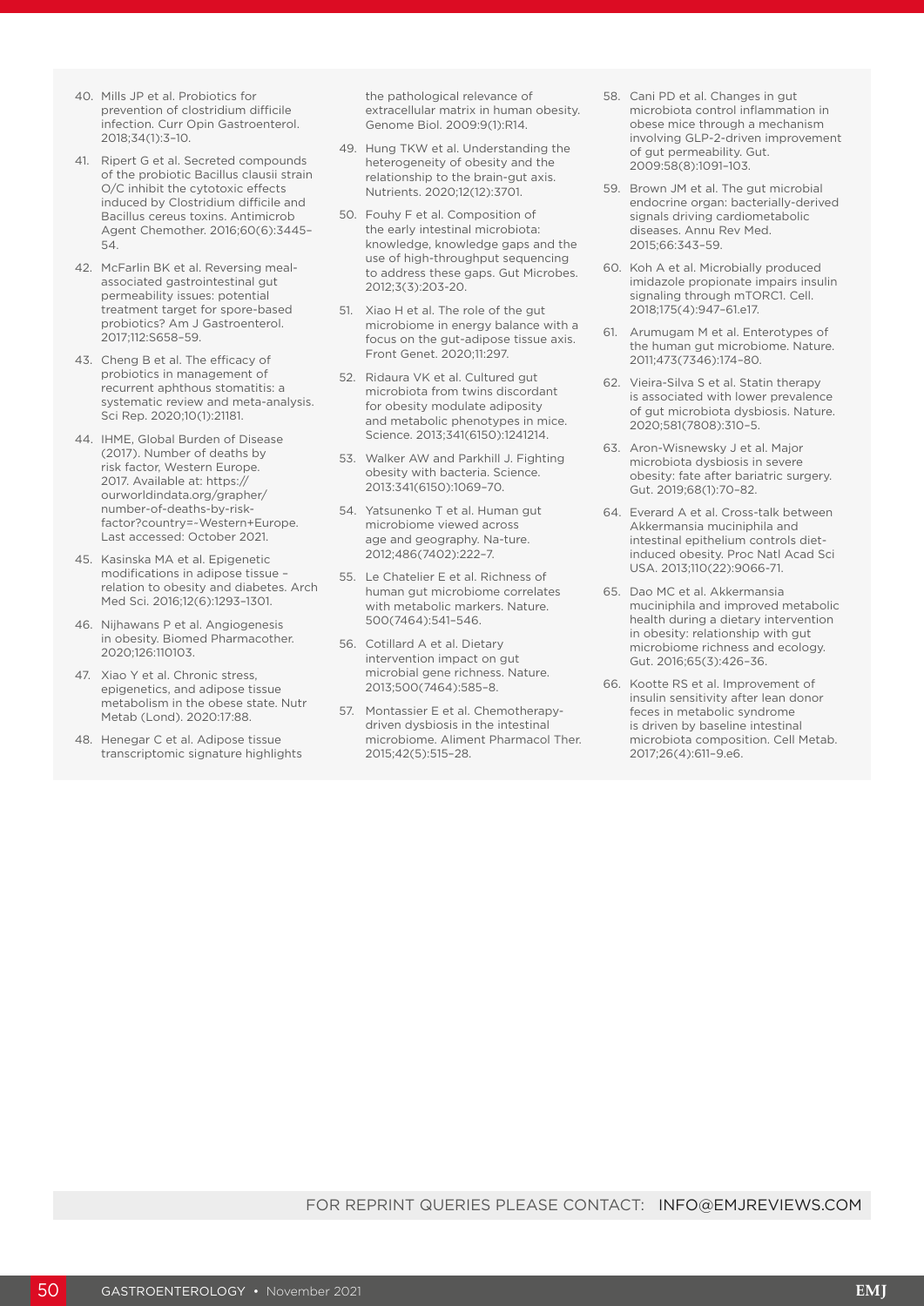40. Mills JP et al. Probiotics for prevention of clostridium difficile infection. Curr Opin Gastroenterol. 2018;34(1):3–10.
41. Ripert G et al. Secreted compounds of the probiotic Bacillus clausii strain O/C inhibit the cytotoxic effects induced by Clostridium difficile and Bacillus cereus toxins. Antimicrob Agent Chemother. 2016;60(6):3445–54.
42. McFarlin BK et al. Reversing meal-associated gastrointestinal gut permeability issues: potential treatment target for spore-based probiotics? Am J Gastroenterol. 2017;112:S658–59.
43. Cheng B et al. The efficacy of probiotics in management of recurrent aphthous stomatitis: a systematic review and meta-analysis. Sci Rep. 2020;10(1):21181.
44. IHME, Global Burden of Disease (2017). Number of deaths by risk factor, Western Europe. 2017. Available at: https://ourworldindata.org/grapher/number-of-deaths-by-risk-factor?country=-Western+Europe. Last accessed: October 2021.
45. Kasinska MA et al. Epigenetic modifications in adipose tissue – relation to obesity and diabetes. Arch Med Sci. 2016;12(6):1293–1301.
46. Nijhawans P et al. Angiogenesis in obesity. Biomed Pharmacother. 2020;126:110103.
47. Xiao Y et al. Chronic stress, epigenetics, and adipose tissue metabolism in the obese state. Nutr Metab (Lond). 2020:17:88.
48. Henegar C et al. Adipose tissue transcriptomic signature highlights the pathological relevance of extracellular matrix in human obesity. Genome Biol. 2009:9(1):R14.
49. Hung TKW et al. Understanding the heterogeneity of obesity and the relationship to the brain-gut axis. Nutrients. 2020;12(12):3701.
50. Fouhy F et al. Composition of the early intestinal microbiota: knowledge, knowledge gaps and the use of high-throughput sequencing to address these gaps. Gut Microbes. 2012;3(3):203-20.
51. Xiao H et al. The role of the gut microbiome in energy balance with a focus on the gut-adipose tissue axis. Front Genet. 2020;11:297.
52. Ridaura VK et al. Cultured gut microbiota from twins discordant for obesity modulate adiposity and metabolic phenotypes in mice. Science. 2013;341(6150):1241214.
53. Walker AW and Parkhill J. Fighting obesity with bacteria. Science. 2013:341(6150):1069–70.
54. Yatsunenko T et al. Human gut microbiome viewed across age and geography. Na-ture. 2012;486(7402):222–7.
55. Le Chatelier E et al. Richness of human gut microbiome correlates with metabolic markers. Nature. 500(7464):541–546.
56. Cotillard A et al. Dietary intervention impact on gut microbial gene richness. Nature. 2013;500(7464):585–8.
57. Montassier E et al. Chemotherapy-driven dysbiosis in the intestinal microbiome. Aliment Pharmacol Ther. 2015;42(5):515–28.
58. Cani PD et al. Changes in gut microbiota control inflammation in obese mice through a mechanism involving GLP-2-driven improvement of gut permeability. Gut. 2009:58(8):1091–103.
59. Brown JM et al. The gut microbial endocrine organ: bacterially-derived signals driving cardiometabolic diseases. Annu Rev Med. 2015;66:343–59.
60. Koh A et al. Microbially produced imidazole propionate impairs insulin signaling through mTORC1. Cell. 2018;175(4):947–61.e17.
61. Arumugam M et al. Enterotypes of the human gut microbiome. Nature. 2011;473(7346):174–80.
62. Vieira-Silva S et al. Statin therapy is associated with lower prevalence of gut microbiota dysbiosis. Nature. 2020;581(7808):310–5.
63. Aron-Wisnewsky J et al. Major microbiota dysbiosis in severe obesity: fate after bariatric surgery. Gut. 2019;68(1):70–82.
64. Everard A et al. Cross-talk between Akkermansia muciniphila and intestinal epithelium controls diet-induced obesity. Proc Natl Acad Sci USA. 2013;110(22):9066-71.
65. Dao MC et al. Akkermansia muciniphila and improved metabolic health during a dietary intervention in obesity: relationship with gut microbiome richness and ecology. Gut. 2016;65(3):426–36.
66. Kootte RS et al. Improvement of insulin sensitivity after lean donor feces in metabolic syndrome is driven by baseline intestinal microbiota composition. Cell Metab. 2017;26(4):611–9.e6.

FOR REPRINT QUERIES PLEASE CONTACT: INFO@EMJREVIEWS.COM